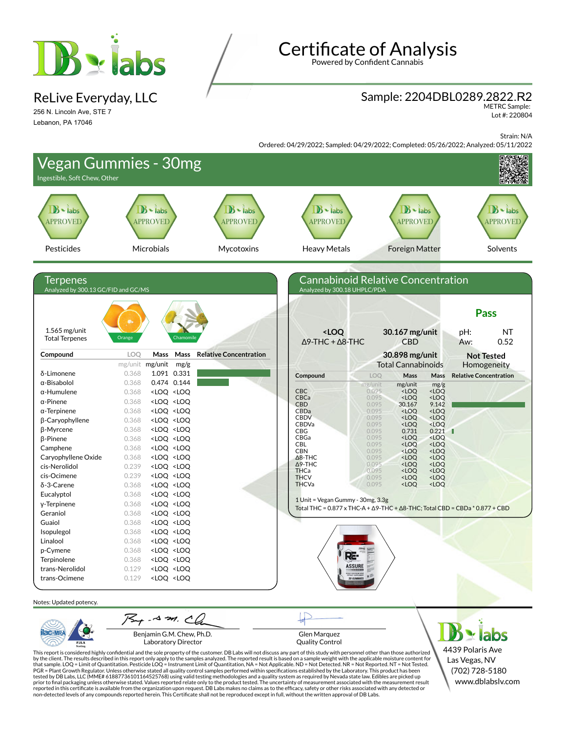# Certificate of Analysis

Powered by Confident Cannabis

## ReLive Everyday, LLC

256 N. Lincoln Ave, STE 7
Lebanon, PA 17046

## Sample: 2204DBL0289.2822.R2

METRC Sample:
Lot #: 220804

Strain: N/A

Ordered: 04/29/2022; Sampled: 04/29/2022; Completed: 05/26/2022; Analyzed: 05/11/2022

# Vegan Gummies - 30mg

Ingestible, Soft Chew, Other

| Pesticides | Microbials | Mycotoxins | Heavy Metals | Foreign Matter | Solvents |
|---|---|---|---|---|---|
| APPROVED | APPROVED | APPROVED | APPROVED | APPROVED | APPROVED |

## Terpenes

Analyzed by 300.13 GC/FID and GC/MS

1.565 mg/unit
Total Terpenes

Orange — Chamomile

| Compound | LOQ | Mass | Mass | Relative Concentration |
|---|---|---|---|---|
| | mg/unit | mg/unit | mg/g | |
| δ-Limonene | 0.368 | 1.091 | 0.331 | |
| α-Bisabolol | 0.368 | 0.474 | 0.144 | |
| α-Humulene | 0.368 | <LOQ | <LOQ | |
| α-Pinene | 0.368 | <LOQ | <LOQ | |
| α-Terpinene | 0.368 | <LOQ | <LOQ | |
| β-Caryophyllene | 0.368 | <LOQ | <LOQ | |
| β-Myrcene | 0.368 | <LOQ | <LOQ | |
| β-Pinene | 0.368 | <LOQ | <LOQ | |
| Camphene | 0.368 | <LOQ | <LOQ | |
| Caryophyllene Oxide | 0.368 | <LOQ | <LOQ | |
| cis-Nerolidol | 0.239 | <LOQ | <LOQ | |
| cis-Ocimene | 0.239 | <LOQ | <LOQ | |
| δ-3-Carene | 0.368 | <LOQ | <LOQ | |
| Eucalyptol | 0.368 | <LOQ | <LOQ | |
| γ-Terpinene | 0.368 | <LOQ | <LOQ | |
| Geraniol | 0.368 | <LOQ | <LOQ | |
| Guaiol | 0.368 | <LOQ | <LOQ | |
| Isopulegol | 0.368 | <LOQ | <LOQ | |
| Linalool | 0.368 | <LOQ | <LOQ | |
| p-Cymene | 0.368 | <LOQ | <LOQ | |
| Terpinolene | 0.368 | <LOQ | <LOQ | |
| trans-Nerolidol | 0.129 | <LOQ | <LOQ | |
| trans-Ocimene | 0.129 | <LOQ | <LOQ | |

## Cannabinoid Relative Concentration

Analyzed by 300.18 UHPLC/PDA

**Pass**

| <LOQ | 30.167 mg/unit | pH: NT |
|---|---|---|
| Δ9-THC + Δ8-THC | CBD | Aw: 0.52 |
| | **30.898 mg/unit** Total Cannabinoids | **Not Tested** Homogeneity |

| Compound | LOQ | Mass | Mass | Relative Concentration |
|---|---|---|---|---|
| | mg/unit | mg/unit | mg/g | |
| CBC | 0.095 | <LOQ | <LOQ | |
| CBCa | 0.095 | <LOQ | <LOQ | |
| CBD | 0.095 | 30.167 | 9.142 | |
| CBDa | 0.095 | <LOQ | <LOQ | |
| CBDV | 0.095 | <LOQ | <LOQ | |
| CBDVa | 0.095 | <LOQ | <LOQ | |
| CBG | 0.095 | 0.731 | 0.221 | |
| CBGa | 0.095 | <LOQ | <LOQ | |
| CBL | 0.095 | <LOQ | <LOQ | |
| CBN | 0.095 | <LOQ | <LOQ | |
| Δ8-THC | 0.095 | <LOQ | <LOQ | |
| Δ9-THC | 0.095 | <LOQ | <LOQ | |
| THCa | 0.095 | <LOQ | <LOQ | |
| THCV | 0.095 | <LOQ | <LOQ | |
| THCVa | 0.095 | <LOQ | <LOQ | |

1 Unit = Vegan Gummy - 30mg, 3.3g

Total THC = 0.877 x THC-A + Δ9-THC + Δ8-THC; Total CBD = CBDa * 0.877 + CBD

Notes: Updated potency.

Benjamin G.M. Chew, Ph.D.
Laboratory Director

Glen Marquez
Quality Control

4439 Polaris Ave
Las Vegas, NV
(702) 728-5180
www.dblabslv.com

This report is considered highly confidential and the sole property of the customer. DB Labs will not discuss any part of this study with personnel other than those authorized by the client. The results described in this report only apply to the samples analyzed. The reported result is based on a sample weight with the applicable moisture content for that sample. LOQ = Limit of Quantitation. Pesticide LOQ = Instrument Limit of Quantitation, NA = Not Applicable. ND = Not Detected. NR = Not Reported. NT = Not Tested. PGR = Plant Growth Regulator. Unless otherwise stated all quality control samples performed within specifications established by the Laboratory. This product has been tested by DB Labs, LLC (MME# 61887736101164525768) using valid testing methodologies and a quality system as required by Nevada state law. Edibles are picked up prior to final packaging unless otherwise stated. Values reported relate only to the product tested. The uncertainty of measurement associated with the measurement result reported in this certificate is available from the organization upon request. DB Labs makes no claims as to the efficacy, safety or other risks associated with any detected or non-detected levels of any compounds reported herein. This Certificate shall not be reproduced except in full, without the written approval of DB Labs.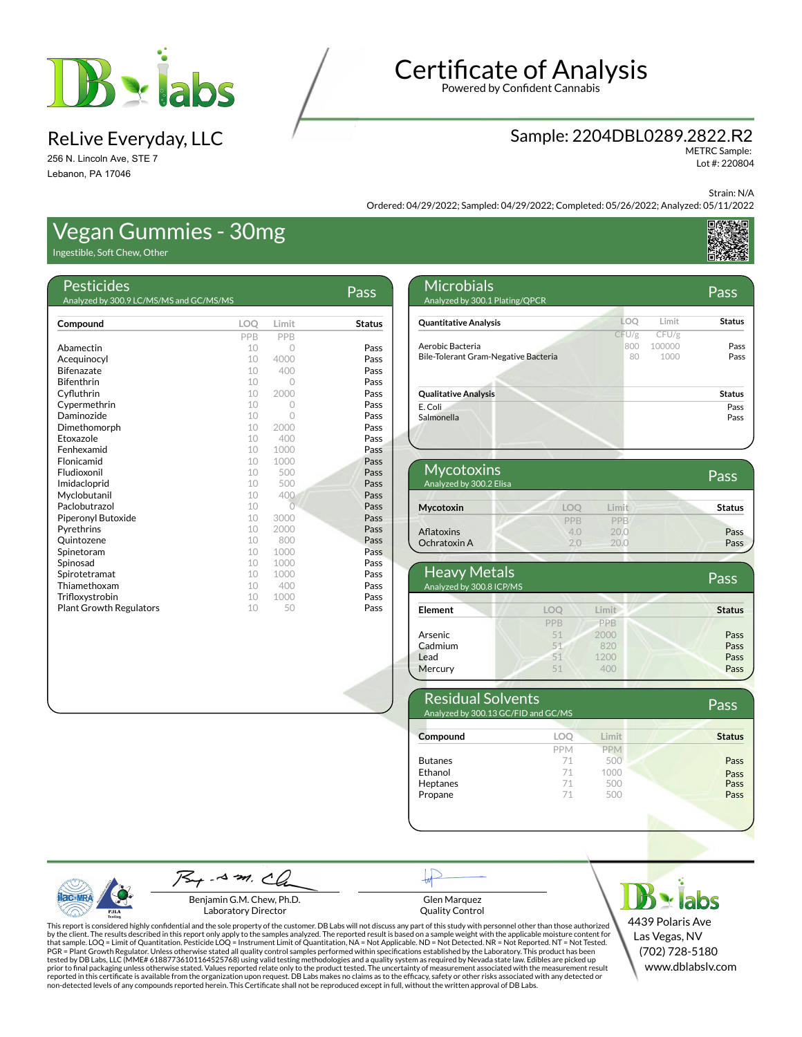# Certificate of Analysis

Powered by Confident Cannabis

## ReLive Everyday, LLC

256 N. Lincoln Ave, STE 7
Lebanon, PA 17046

## Sample: 2204DBL0289.2822.R2

METRC Sample:
Lot #: 220804

Strain: N/A

Ordered: 04/29/2022; Sampled: 04/29/2022; Completed: 05/26/2022; Analyzed: 05/11/2022

# Vegan Gummies - 30mg

Ingestible, Soft Chew, Other

## Pesticides — Pass

Analyzed by 300.9 LC/MS/MS and GC/MS/MS

| Compound | LOQ | Limit | Status |
|---|---|---|---|
| | PPB | PPB | |
| Abamectin | 10 | 0 | Pass |
| Acequinocyl | 10 | 4000 | Pass |
| Bifenazate | 10 | 400 | Pass |
| Bifenthrin | 10 | 0 | Pass |
| Cyfluthrin | 10 | 2000 | Pass |
| Cypermethrin | 10 | 0 | Pass |
| Daminozide | 10 | 0 | Pass |
| Dimethomorph | 10 | 2000 | Pass |
| Etoxazole | 10 | 400 | Pass |
| Fenhexamid | 10 | 1000 | Pass |
| Flonicamid | 10 | 1000 | Pass |
| Fludioxonil | 10 | 500 | Pass |
| Imidacloprid | 10 | 500 | Pass |
| Myclobutanil | 10 | 400 | Pass |
| Paclobutrazol | 10 | 0 | Pass |
| Piperonyl Butoxide | 10 | 3000 | Pass |
| Pyrethrins | 10 | 2000 | Pass |
| Quintozene | 10 | 800 | Pass |
| Spinetoram | 10 | 1000 | Pass |
| Spinosad | 10 | 1000 | Pass |
| Spirotetramat | 10 | 1000 | Pass |
| Thiamethoxam | 10 | 400 | Pass |
| Trifloxystrobin | 10 | 1000 | Pass |
| Plant Growth Regulators | 10 | 50 | Pass |

## Microbials — Pass

Analyzed by 300.1 Plating/QPCR

| Quantitative Analysis | LOQ | Limit | Status |
|---|---|---|---|
| | CFU/g | CFU/g | |
| Aerobic Bacteria | 800 | 100000 | Pass |
| Bile-Tolerant Gram-Negative Bacteria | 80 | 1000 | Pass |

| Qualitative Analysis | Status |
|---|---|
| E. Coli | Pass |
| Salmonella | Pass |

## Mycotoxins — Pass

Analyzed by 300.2 Elisa

| Mycotoxin | LOQ | Limit | Status |
|---|---|---|---|
| | PPB | PPB | |
| Aflatoxins | 4.0 | 20.0 | Pass |
| Ochratoxin A | 2.0 | 20.0 | Pass |

## Heavy Metals — Pass

Analyzed by 300.8 ICP/MS

| Element | LOQ | Limit | Status |
|---|---|---|---|
| | PPB | PPB | |
| Arsenic | 51 | 2000 | Pass |
| Cadmium | 51 | 820 | Pass |
| Lead | 51 | 1200 | Pass |
| Mercury | 51 | 400 | Pass |

## Residual Solvents — Pass

Analyzed by 300.13 GC/FID and GC/MS

| Compound | LOQ | Limit | Status |
|---|---|---|---|
| | PPM | PPM | |
| Butanes | 71 | 500 | Pass |
| Ethanol | 71 | 1000 | Pass |
| Heptanes | 71 | 500 | Pass |
| Propane | 71 | 500 | Pass |

Benjamin G.M. Chew, Ph.D.
Laboratory Director

Glen Marquez
Quality Control

This report is considered highly confidential and the sole property of the customer. DB Labs will not discuss any part of this study with personnel other than those authorized by the client. The results described in this report only apply to the samples analyzed. The reported result is based on a sample weight with the applicable moisture content for that sample. LOQ = Limit of Quantitation. Pesticide LOQ = Instrument Limit of Quantitation, NA = Not Applicable. ND = Not Detected. NR = Not Reported. NT = Not Tested. PGR = Plant Growth Regulator. Unless otherwise stated all quality control samples performed within specifications established by the Laboratory. This product has been tested by DB Labs, LLC (MME# 61887736101164525768) using valid testing methodologies and a quality system as required by Nevada state law. Edibles are picked up prior to final packaging unless otherwise stated. Values reported relate only to the product tested. The uncertainty of measurement associated with the measurement result reported in this certificate is available from the organization upon request. DB Labs makes no claims as to the efficacy, safety or other risks associated with any detected or non-detected levels of any compounds reported herein. This Certificate shall not be reproduced except in full, without the written approval of DB Labs.

4439 Polaris Ave
Las Vegas, NV
(702) 728-5180
www.dblabslv.com